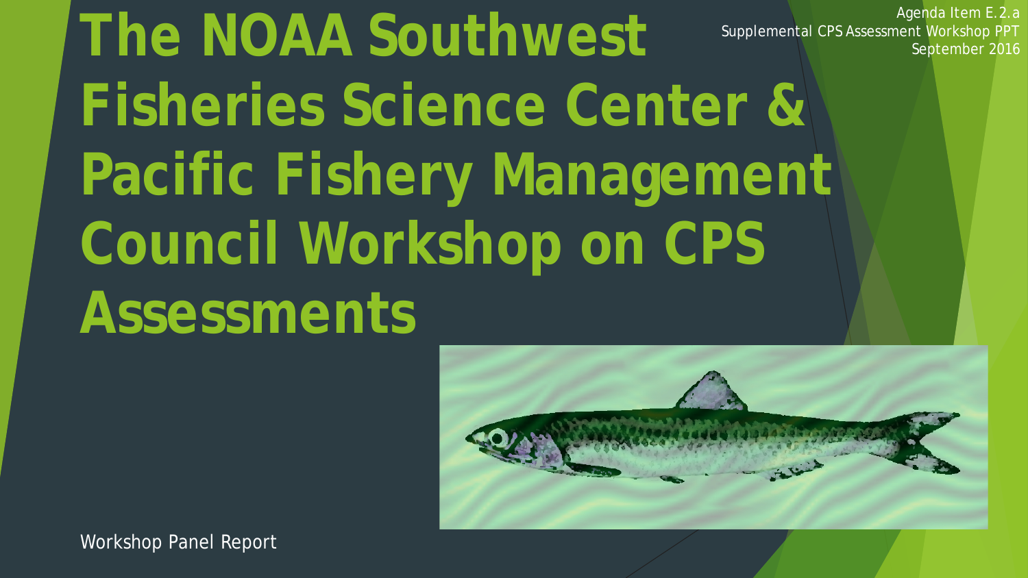Agenda Item E.2.a
Supplemental CPS Assessment Workshop PPT
September 2016

# The NOAA Southwest Fisheries Science Center & Pacific Fishery Management Council Workshop on CPS Assessments

Workshop Panel Report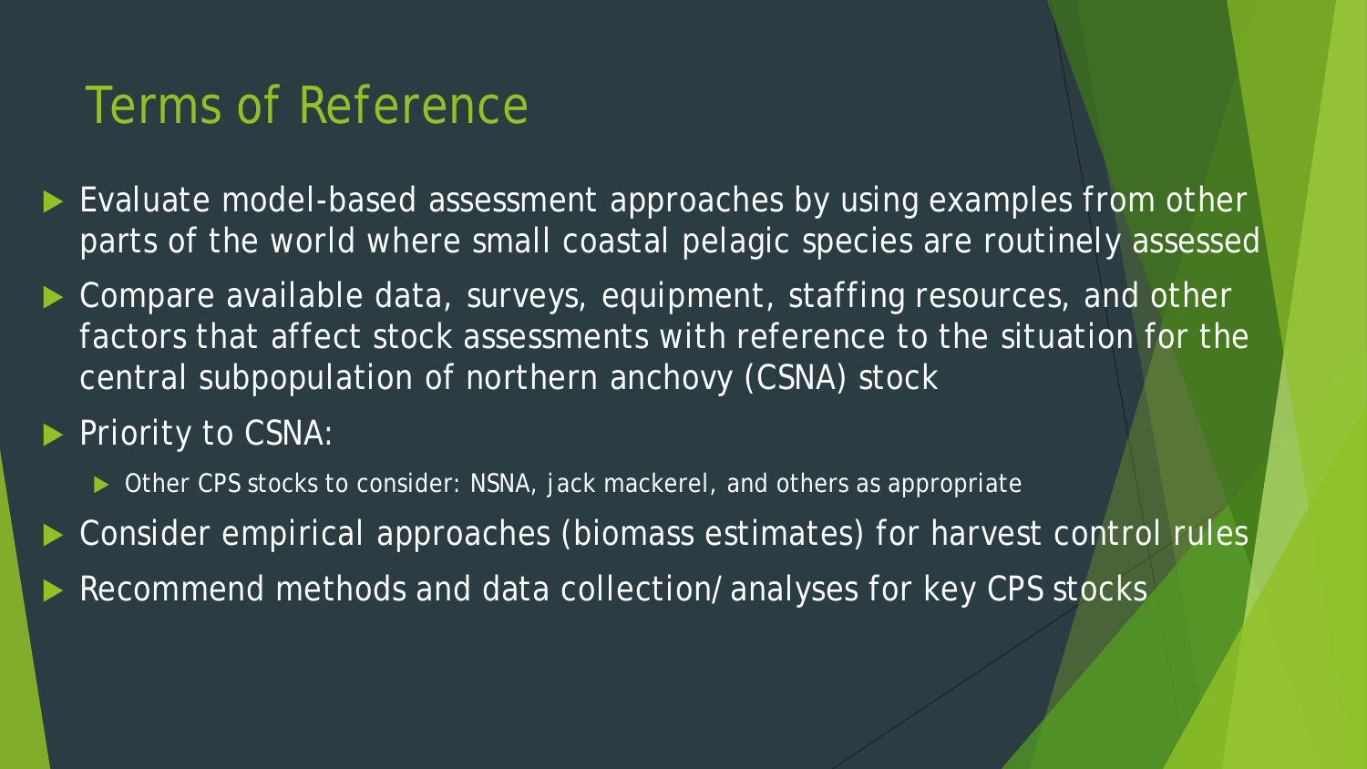# Terms of Reference

- Evaluate model-based assessment approaches by using examples from other parts of the world where small coastal pelagic species are routinely assessed
- Compare available data, surveys, equipment, staffing resources, and other factors that affect stock assessments with reference to the situation for the central subpopulation of northern anchovy (CSNA) stock
- Priority to CSNA:
  - Other CPS stocks to consider: NSNA, jack mackerel, and others as appropriate
- Consider empirical approaches (biomass estimates) for harvest control rules
- Recommend methods and data collection/analyses for key CPS stocks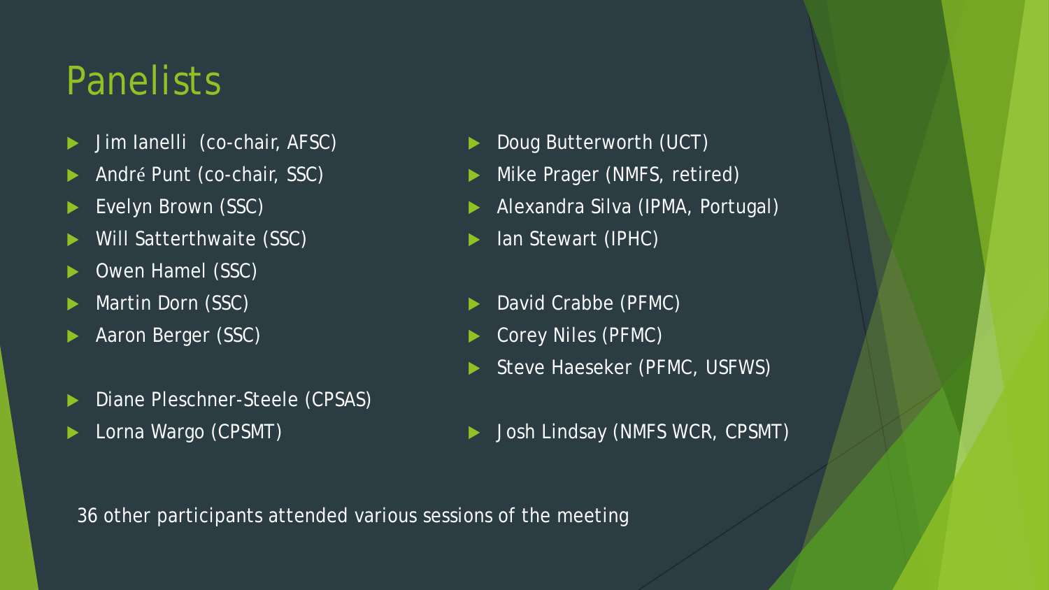# Panelists

- Jim Ianelli (co-chair, AFSC)
- André Punt (co-chair, SSC)
- Evelyn Brown (SSC)
- Will Satterthwaite (SSC)
- Owen Hamel (SSC)
- Martin Dorn (SSC)
- Aaron Berger (SSC)

- Diane Pleschner-Steele (CPSAS)
- Lorna Wargo (CPSMT)

- Doug Butterworth (UCT)
- Mike Prager (NMFS, retired)
- Alexandra Silva (IPMA, Portugal)
- Ian Stewart (IPHC)

- David Crabbe (PFMC)
- Corey Niles (PFMC)
- Steve Haeseker (PFMC, USFWS)

- Josh Lindsay (NMFS WCR, CPSMT)

36 other participants attended various sessions of the meeting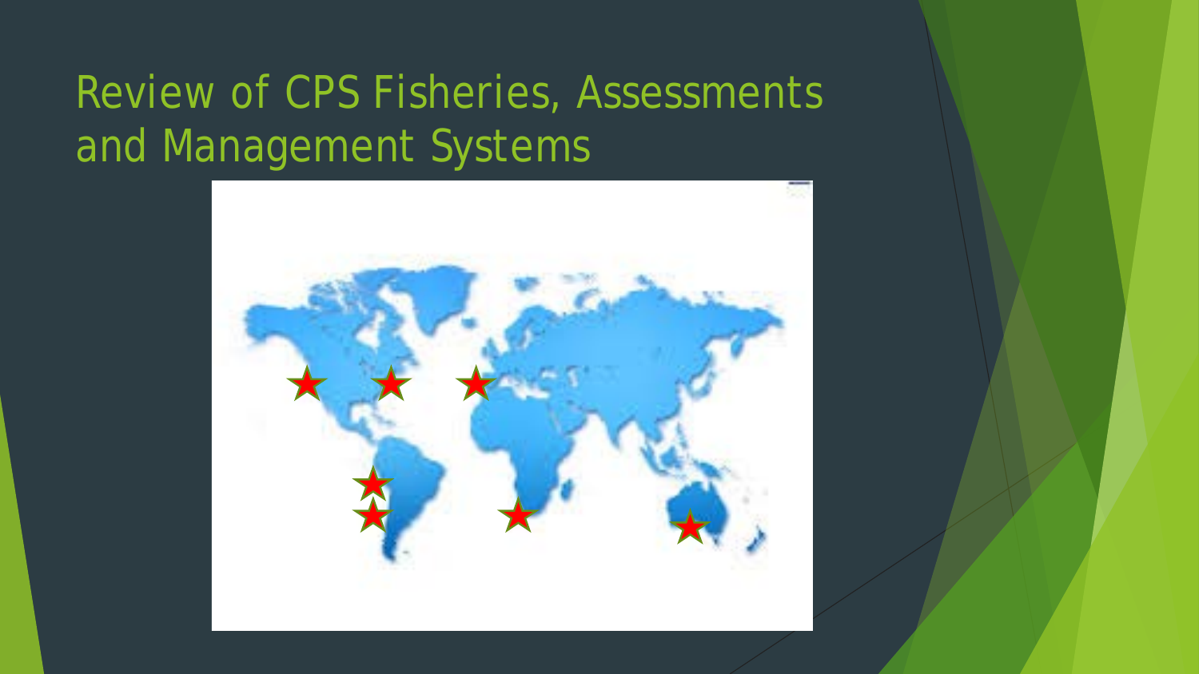# Review of CPS Fisheries, Assessments and Management Systems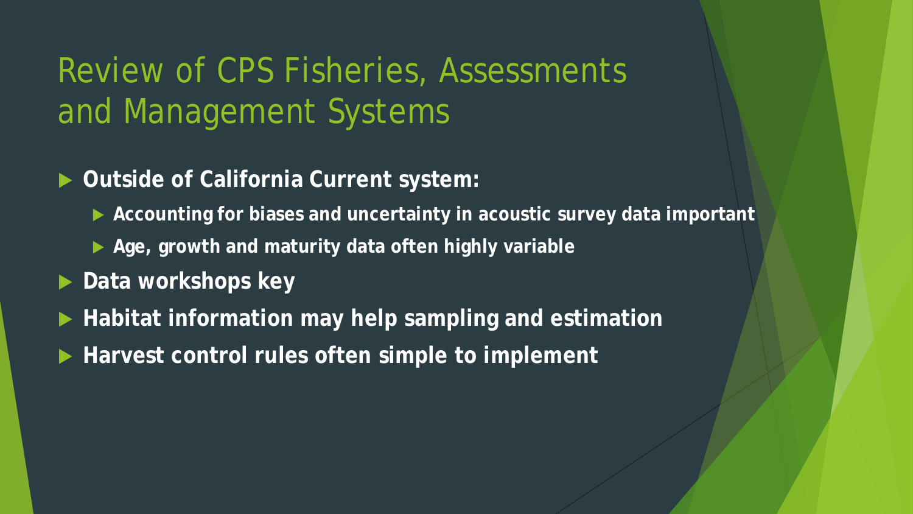# Review of CPS Fisheries, Assessments and Management Systems

- **Outside of California Current system:**
  - **Accounting for biases and uncertainty in acoustic survey data important**
  - **Age, growth and maturity data often highly variable**
- **Data workshops key**
- **Habitat information may help sampling and estimation**
- **Harvest control rules often simple to implement**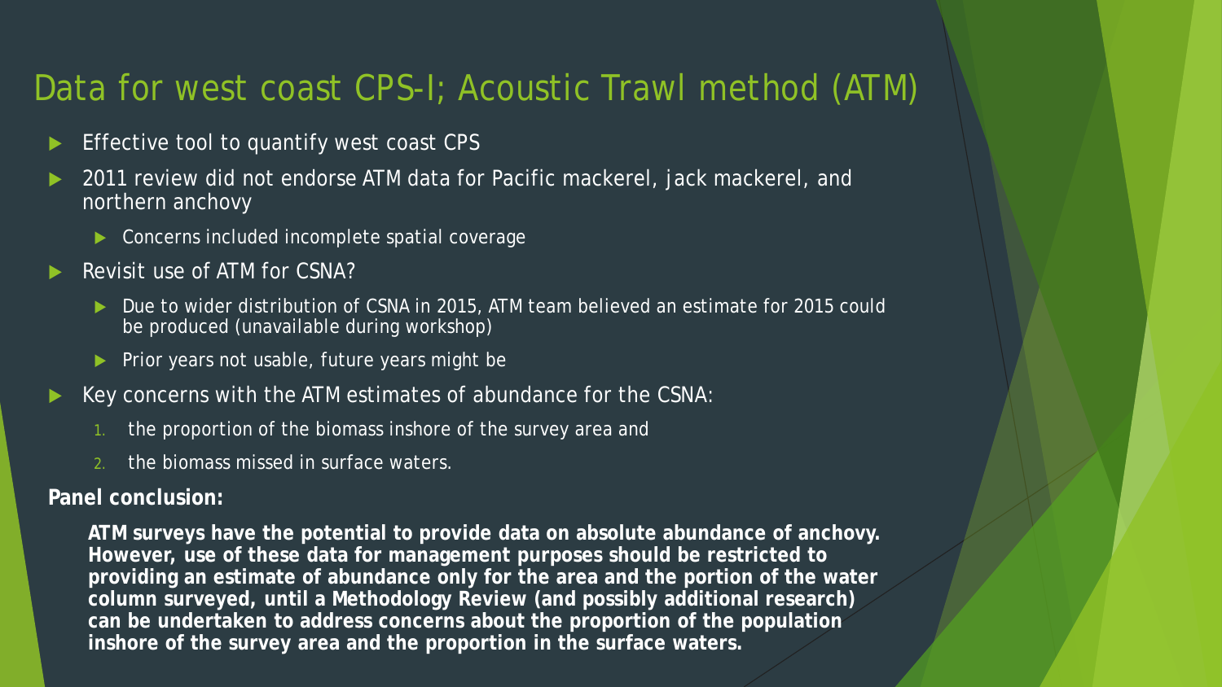# Data for west coast CPS-I; Acoustic Trawl method (ATM)

- Effective tool to quantify west coast CPS
- 2011 review did not endorse ATM data for Pacific mackerel, jack mackerel, and northern anchovy
  - Concerns included incomplete spatial coverage
- Revisit use of ATM for CSNA?
  - Due to wider distribution of CSNA in 2015, ATM team believed an estimate for 2015 could be produced (unavailable during workshop)
  - Prior years not usable, future years might be
- Key concerns with the ATM estimates of abundance for the CSNA:
  1. the proportion of the biomass inshore of the survey area and
  2. the biomass missed in surface waters.

**Panel conclusion:**

**ATM surveys have the potential to provide data on absolute abundance of anchovy. However, use of these data for management purposes should be restricted to providing an estimate of abundance only for the area and the portion of the water column surveyed, until a Methodology Review (and possibly additional research) can be undertaken to address concerns about the proportion of the population inshore of the survey area and the proportion in the surface waters.**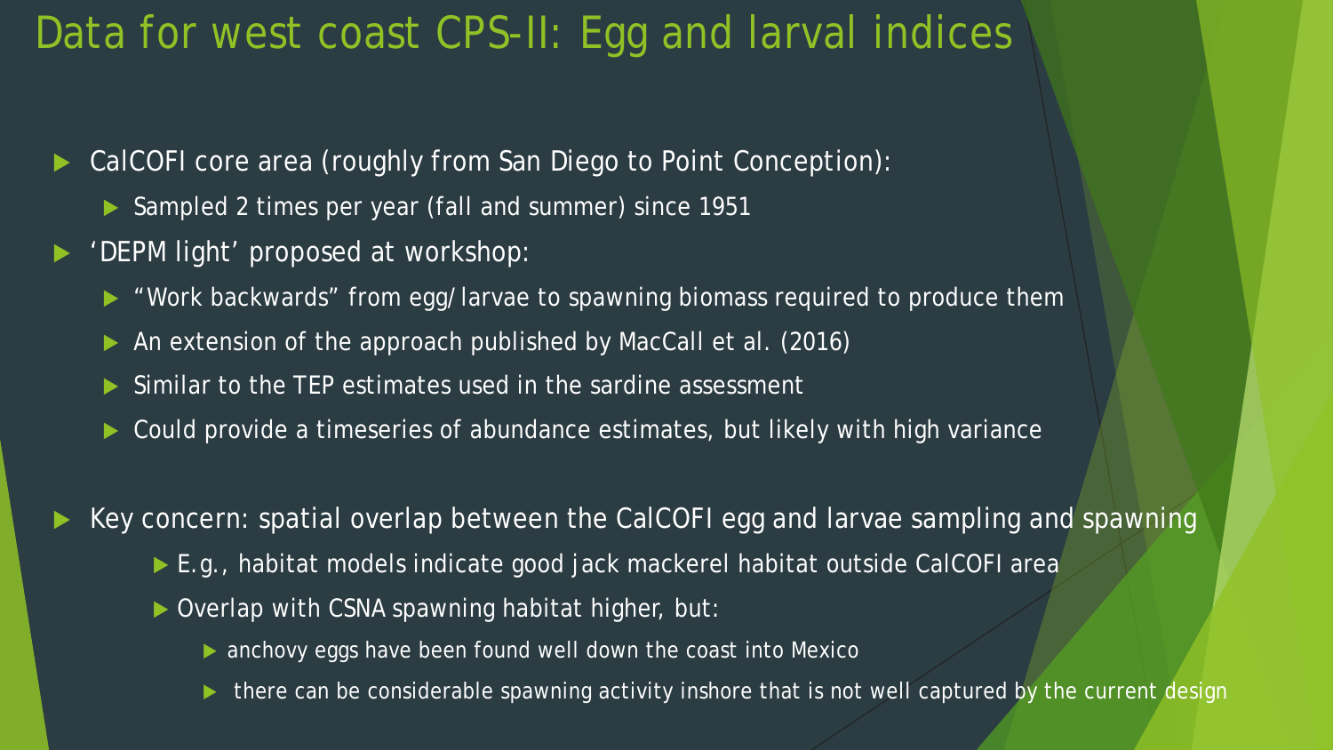# Data for west coast CPS-II: Egg and larval indices

- CalCOFI core area (roughly from San Diego to Point Conception):
  - Sampled 2 times per year (fall and summer) since 1951
- 'DEPM light' proposed at workshop:
  - "Work backwards" from egg/larvae to spawning biomass required to produce them
  - An extension of the approach published by MacCall et al. (2016)
  - Similar to the TEP estimates used in the sardine assessment
  - Could provide a timeseries of abundance estimates, but likely with high variance

- Key concern: spatial overlap between the CalCOFI egg and larvae sampling and spawning
  - E.g., habitat models indicate good jack mackerel habitat outside CalCOFI area
  - Overlap with CSNA spawning habitat higher, but:
    - anchovy eggs have been found well down the coast into Mexico
    - there can be considerable spawning activity inshore that is not well captured by the current design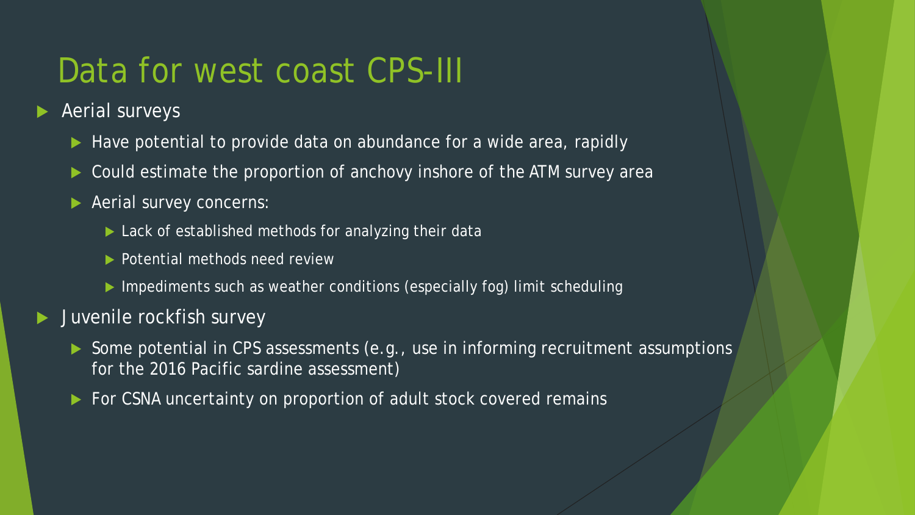# Data for west coast CPS-III

- Aerial surveys
  - Have potential to provide data on abundance for a wide area, rapidly
  - Could estimate the proportion of anchovy inshore of the ATM survey area
  - Aerial survey concerns:
    - Lack of established methods for analyzing their data
    - Potential methods need review
    - Impediments such as weather conditions (especially fog) limit scheduling
- Juvenile rockfish survey
  - Some potential in CPS assessments (e.g., use in informing recruitment assumptions for the 2016 Pacific sardine assessment)
  - For CSNA uncertainty on proportion of adult stock covered remains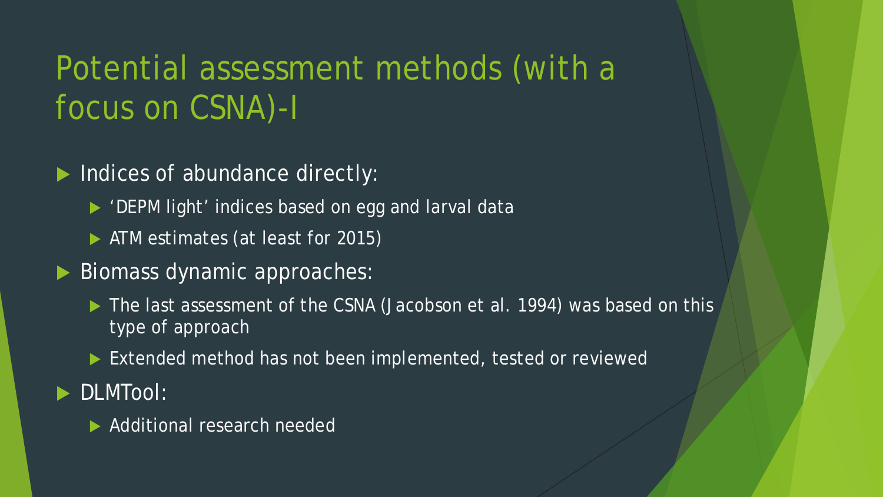# Potential assessment methods (with a focus on CSNA)-I

- Indices of abundance directly:
  - 'DEPM light' indices based on egg and larval data
  - ATM estimates (at least for 2015)
- Biomass dynamic approaches:
  - The last assessment of the CSNA (Jacobson et al. 1994) was based on this type of approach
  - Extended method has not been implemented, tested or reviewed
- DLMTool:
  - Additional research needed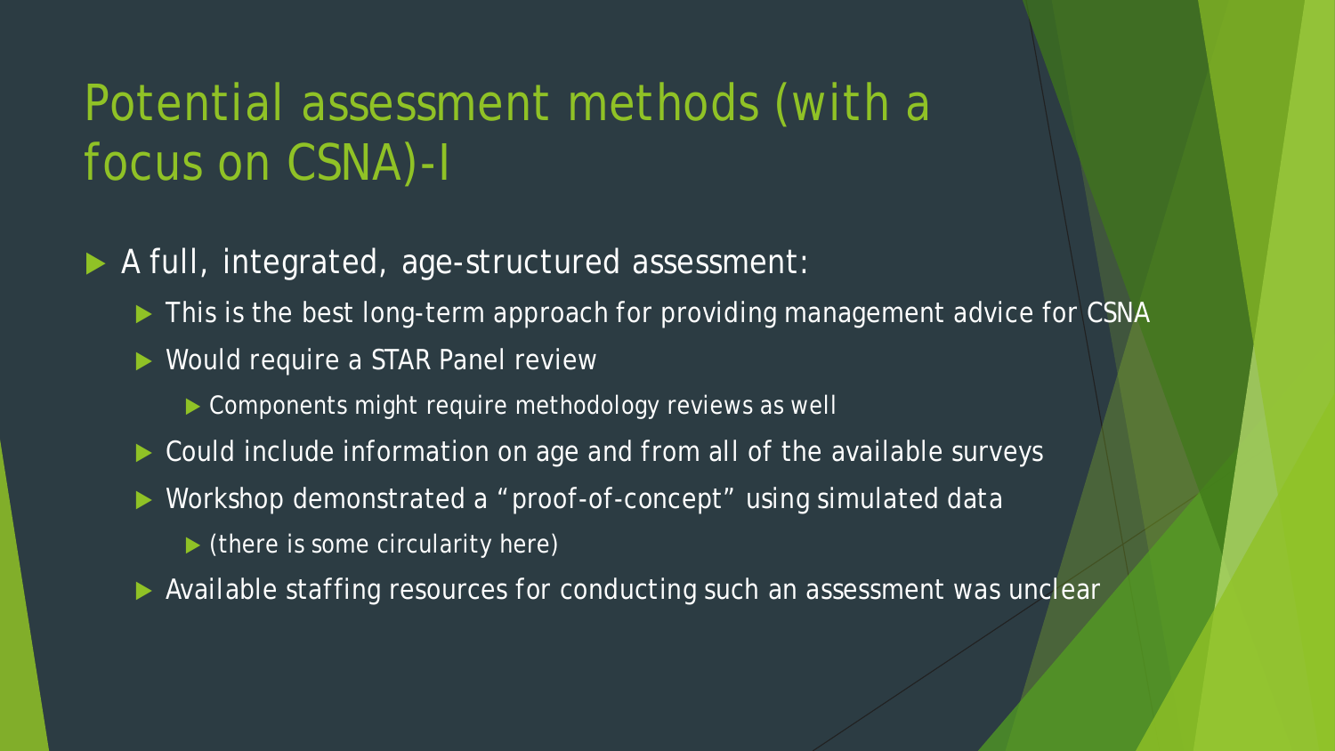# Potential assessment methods (with a focus on CSNA)-I

- A full, integrated, age-structured assessment:
  - This is the best long-term approach for providing management advice for CSNA
  - Would require a STAR Panel review
    - Components might require methodology reviews as well
  - Could include information on age and from all of the available surveys
  - Workshop demonstrated a "proof-of-concept" using simulated data
    - (there is some circularity here)
  - Available staffing resources for conducting such an assessment was unclear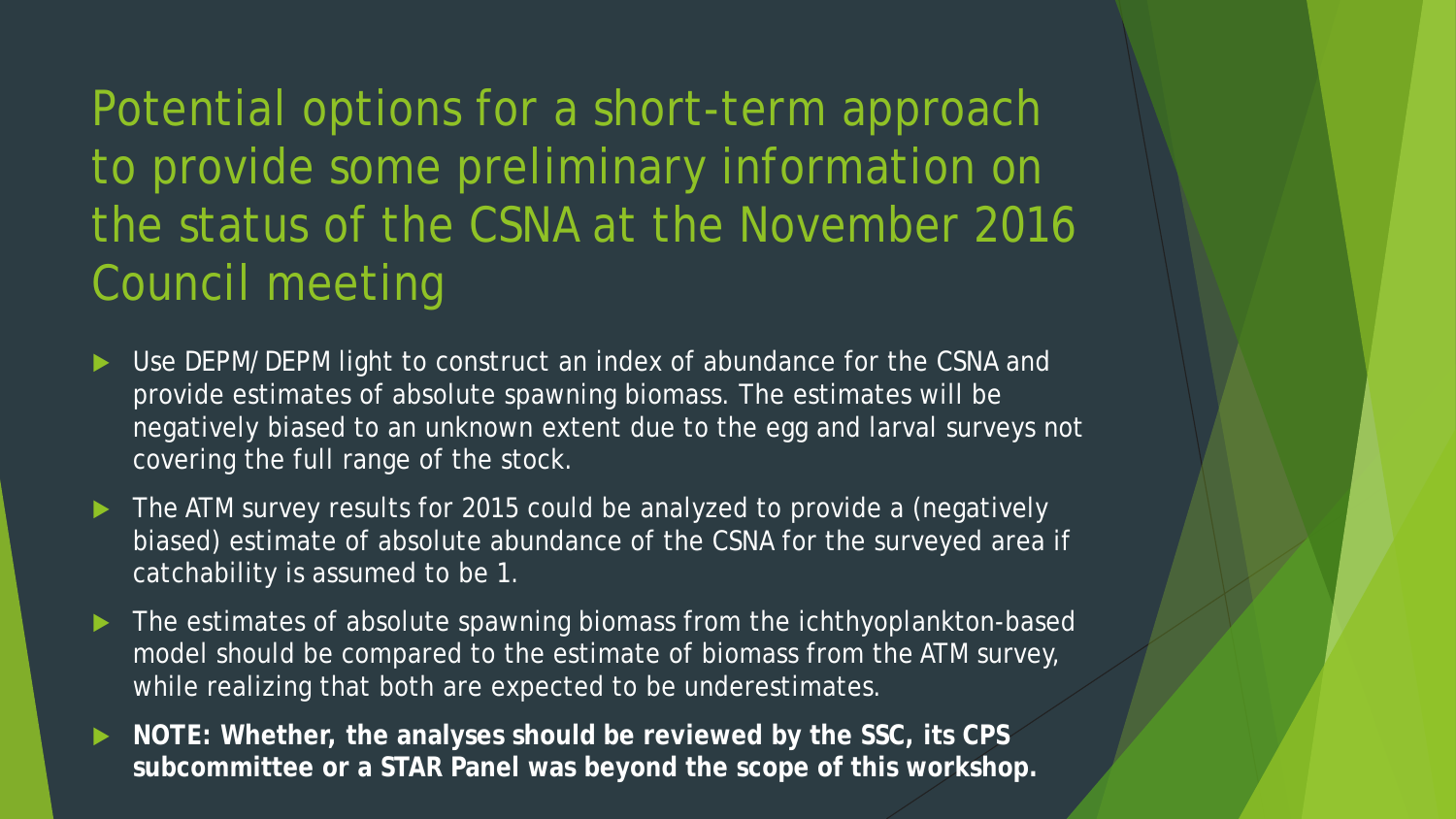# Potential options for a short-term approach to provide some preliminary information on the status of the CSNA at the November 2016 Council meeting

- Use DEPM/DEPM light to construct an index of abundance for the CSNA and provide estimates of absolute spawning biomass. The estimates will be negatively biased to an unknown extent due to the egg and larval surveys not covering the full range of the stock.
- The ATM survey results for 2015 could be analyzed to provide a (negatively biased) estimate of absolute abundance of the CSNA for the surveyed area if catchability is assumed to be 1.
- The estimates of absolute spawning biomass from the ichthyoplankton-based model should be compared to the estimate of biomass from the ATM survey, while realizing that both are expected to be underestimates.
- **NOTE: Whether, the analyses should be reviewed by the SSC, its CPS subcommittee or a STAR Panel was beyond the scope of this workshop.**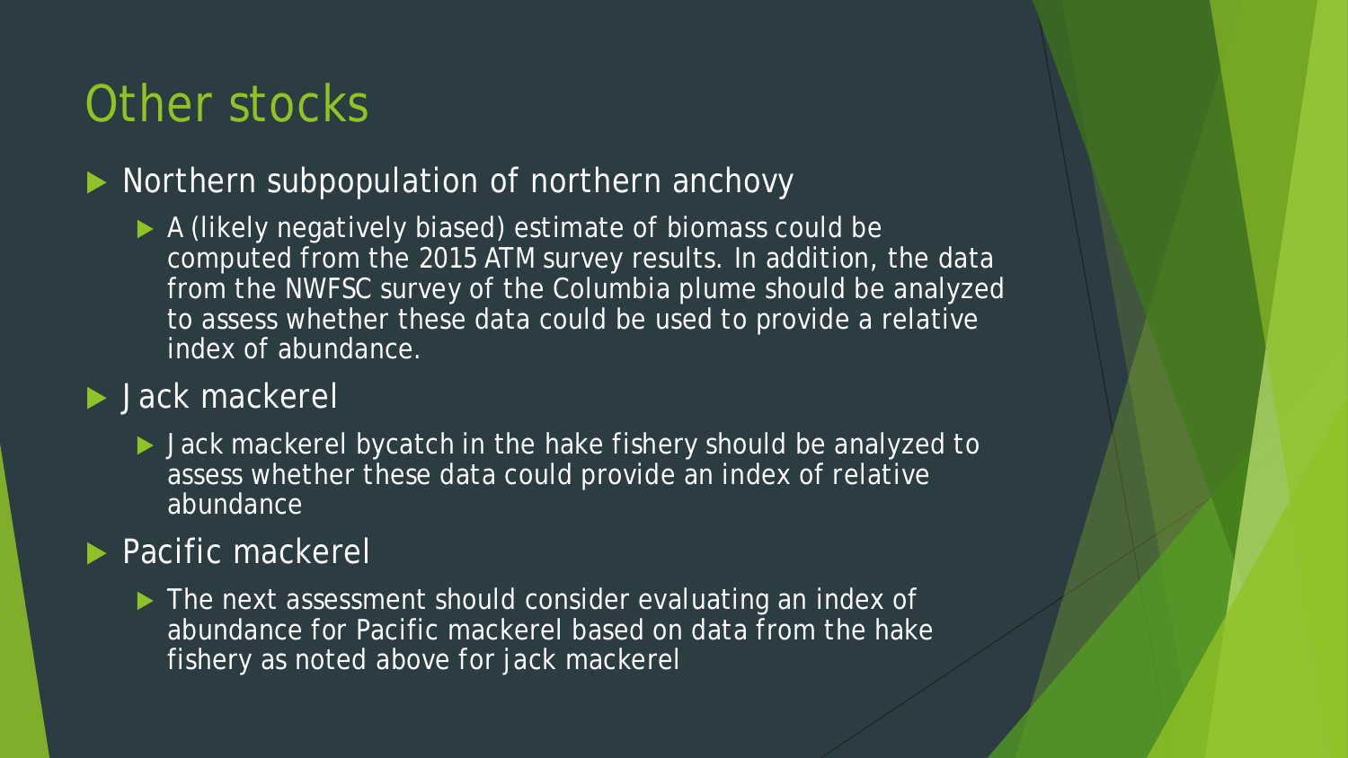# Other stocks

- Northern subpopulation of northern anchovy
  - A (likely negatively biased) estimate of biomass could be computed from the 2015 ATM survey results. In addition, the data from the NWFSC survey of the Columbia plume should be analyzed to assess whether these data could be used to provide a relative index of abundance.
- Jack mackerel
  - Jack mackerel bycatch in the hake fishery should be analyzed to assess whether these data could provide an index of relative abundance
- Pacific mackerel
  - The next assessment should consider evaluating an index of abundance for Pacific mackerel based on data from the hake fishery as noted above for jack mackerel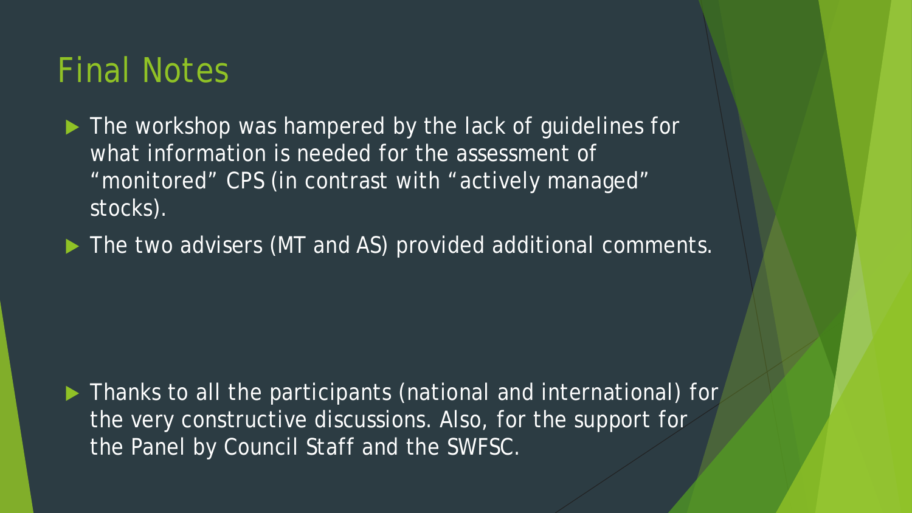# Final Notes

- The workshop was hampered by the lack of guidelines for what information is needed for the assessment of "monitored" CPS (in contrast with "actively managed" stocks).
- The two advisers (MT and AS) provided additional comments.

- Thanks to all the participants (national and international) for the very constructive discussions. Also, for the support for the Panel by Council Staff and the SWFSC.